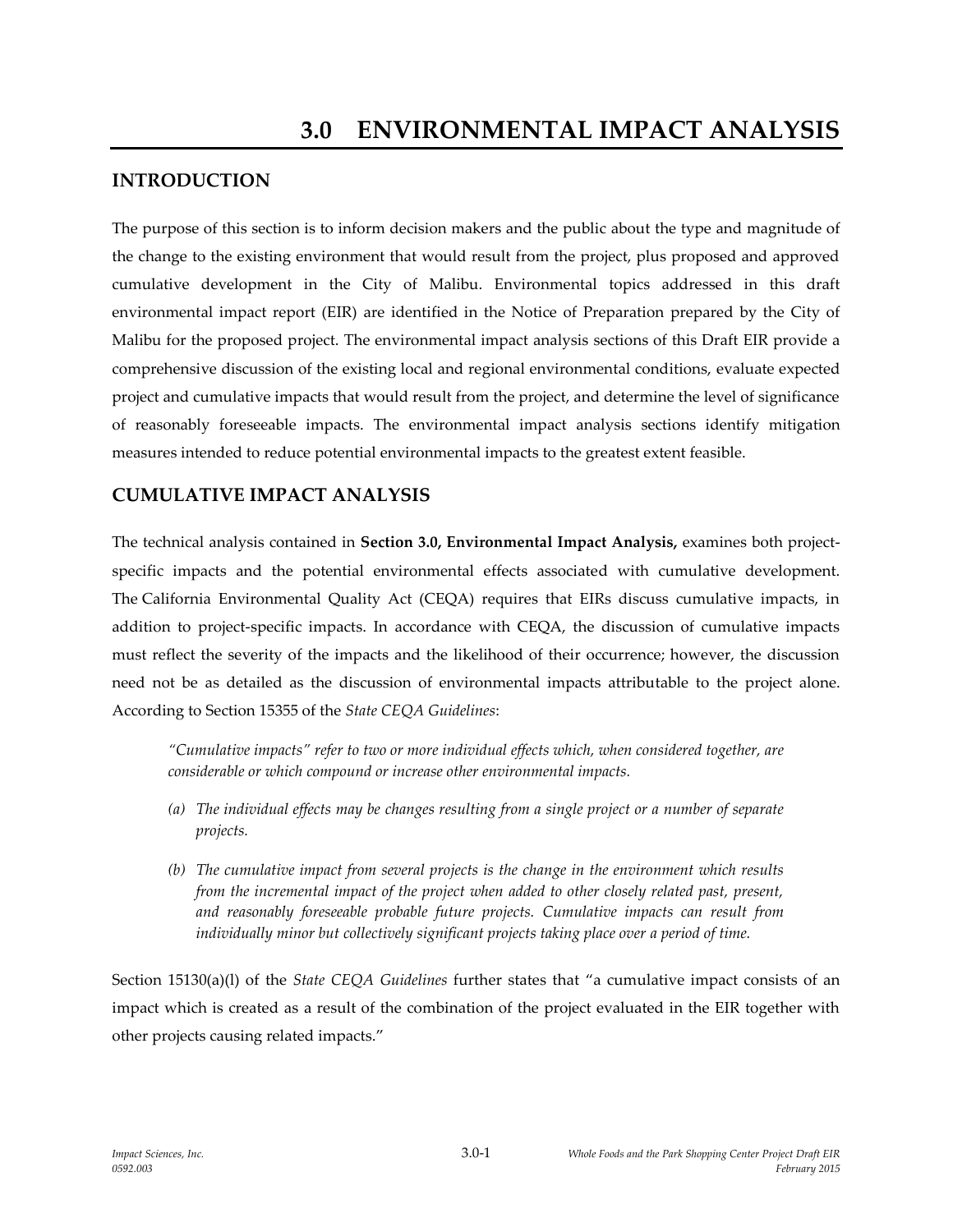# 3.0 ENVIRONMENTAL IMPACT ANALYSIS

## INTRODUCTION

The purpose of this section is to inform decision makers and the public about the type and magnitude of the change to the existing environment that would result from the project, plus proposed and approved cumulative development in the City of Malibu. Environmental topics addressed in this draft environmental impact report (EIR) are identified in the Notice of Preparation prepared by the City of Malibu for the proposed project. The environmental impact analysis sections of this Draft EIR provide a comprehensive discussion of the existing local and regional environmental conditions, evaluate expected project and cumulative impacts that would result from the project, and determine the level of significance of reasonably foreseeable impacts. The environmental impact analysis sections identify mitigation measures intended to reduce potential environmental impacts to the greatest extent feasible.

## CUMULATIVE IMPACT ANALYSIS

The technical analysis contained in **Section 3.0, Environmental Impact Analysis,** examines both project-specific impacts and the potential environmental effects associated with cumulative development. The California Environmental Quality Act (CEQA) requires that EIRs discuss cumulative impacts, in addition to project-specific impacts. In accordance with CEQA, the discussion of cumulative impacts must reflect the severity of the impacts and the likelihood of their occurrence; however, the discussion need not be as detailed as the discussion of environmental impacts attributable to the project alone. According to Section 15355 of the *State CEQA Guidelines*:

> *"Cumulative impacts" refer to two or more individual effects which, when considered together, are considerable or which compound or increase other environmental impacts.*
>
> *(a) The individual effects may be changes resulting from a single project or a number of separate projects.*
>
> *(b) The cumulative impact from several projects is the change in the environment which results from the incremental impact of the project when added to other closely related past, present, and reasonably foreseeable probable future projects. Cumulative impacts can result from individually minor but collectively significant projects taking place over a period of time.*

Section 15130(a)(l) of the *State CEQA Guidelines* further states that "a cumulative impact consists of an impact which is created as a result of the combination of the project evaluated in the EIR together with other projects causing related impacts."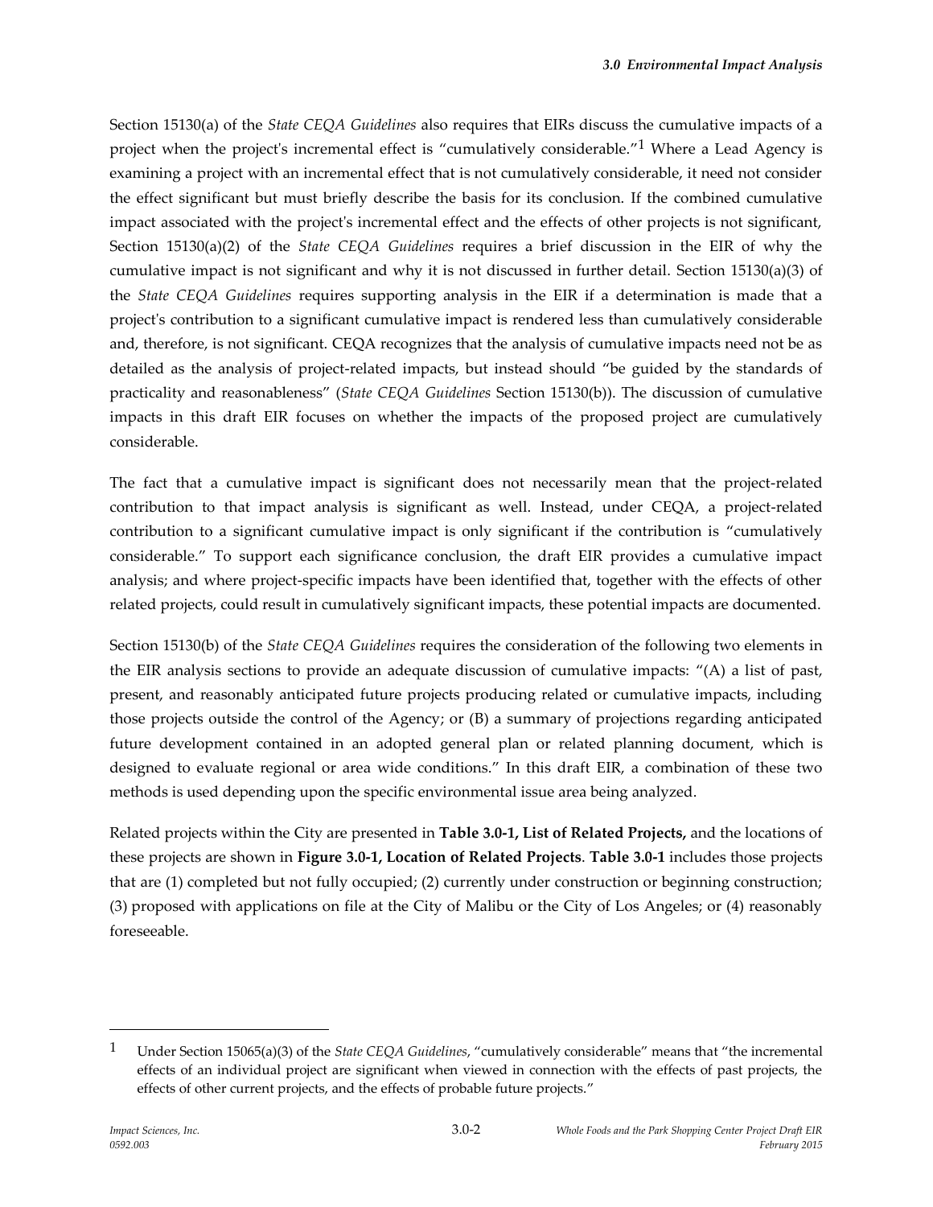Section 15130(a) of the *State CEQA Guidelines* also requires that EIRs discuss the cumulative impacts of a project when the project's incremental effect is "cumulatively considerable."[1] Where a Lead Agency is examining a project with an incremental effect that is not cumulatively considerable, it need not consider the effect significant but must briefly describe the basis for its conclusion. If the combined cumulative impact associated with the project's incremental effect and the effects of other projects is not significant, Section 15130(a)(2) of the *State CEQA Guidelines* requires a brief discussion in the EIR of why the cumulative impact is not significant and why it is not discussed in further detail. Section 15130(a)(3) of the *State CEQA Guidelines* requires supporting analysis in the EIR if a determination is made that a project's contribution to a significant cumulative impact is rendered less than cumulatively considerable and, therefore, is not significant. CEQA recognizes that the analysis of cumulative impacts need not be as detailed as the analysis of project-related impacts, but instead should "be guided by the standards of practicality and reasonableness" (*State CEQA Guidelines* Section 15130(b)). The discussion of cumulative impacts in this draft EIR focuses on whether the impacts of the proposed project are cumulatively considerable.

The fact that a cumulative impact is significant does not necessarily mean that the project-related contribution to that impact analysis is significant as well. Instead, under CEQA, a project-related contribution to a significant cumulative impact is only significant if the contribution is "cumulatively considerable." To support each significance conclusion, the draft EIR provides a cumulative impact analysis; and where project-specific impacts have been identified that, together with the effects of other related projects, could result in cumulatively significant impacts, these potential impacts are documented.

Section 15130(b) of the *State CEQA Guidelines* requires the consideration of the following two elements in the EIR analysis sections to provide an adequate discussion of cumulative impacts: "(A) a list of past, present, and reasonably anticipated future projects producing related or cumulative impacts, including those projects outside the control of the Agency; or (B) a summary of projections regarding anticipated future development contained in an adopted general plan or related planning document, which is designed to evaluate regional or area wide conditions." In this draft EIR, a combination of these two methods is used depending upon the specific environmental issue area being analyzed.

Related projects within the City are presented in **Table 3.0-1, List of Related Projects,** and the locations of these projects are shown in **Figure 3.0-1, Location of Related Projects**. **Table 3.0-1** includes those projects that are (1) completed but not fully occupied; (2) currently under construction or beginning construction; (3) proposed with applications on file at the City of Malibu or the City of Los Angeles; or (4) reasonably foreseeable.

---

[1] Under Section 15065(a)(3) of the *State CEQA Guidelines*, "cumulatively considerable" means that "the incremental effects of an individual project are significant when viewed in connection with the effects of past projects, the effects of other current projects, and the effects of probable future projects."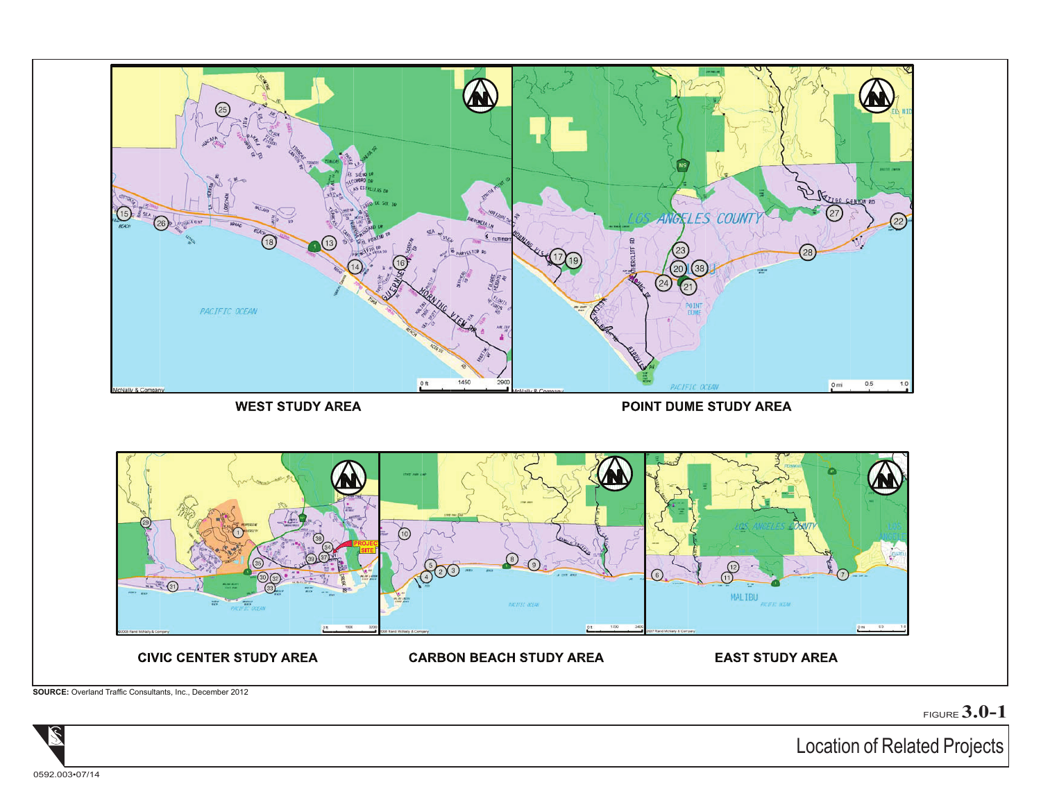WEST STUDY AREA

POINT DUME STUDY AREA

CIVIC CENTER STUDY AREA

CARBON BEACH STUDY AREA

EAST STUDY AREA

**SOURCE:** Overland Traffic Consultants, Inc., December 2012

FIGURE **3.0-1**

Location of Related Projects

0592.003•07/14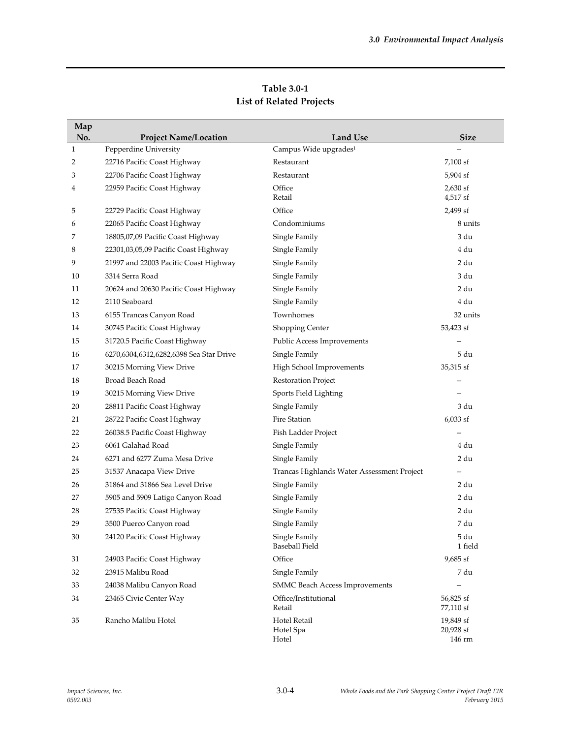**Table 3.0-1**
**List of Related Projects**

| Map No. | Project Name/Location | Land Use | Size |
|---|---|---|---|
| 1 | Pepperdine University | Campus Wide upgrades[1] | -- |
| 2 | 22716 Pacific Coast Highway | Restaurant | 7,100 sf |
| 3 | 22706 Pacific Coast Highway | Restaurant | 5,904 sf |
| 4 | 22959 Pacific Coast Highway | Office<br>Retail | 2,630 sf<br>4,517 sf |
| 5 | 22729 Pacific Coast Highway | Office | 2,499 sf |
| 6 | 22065 Pacific Coast Highway | Condominiums | 8 units |
| 7 | 18805,07,09 Pacific Coast Highway | Single Family | 3 du |
| 8 | 22301,03,05,09 Pacific Coast Highway | Single Family | 4 du |
| 9 | 21997 and 22003 Pacific Coast Highway | Single Family | 2 du |
| 10 | 3314 Serra Road | Single Family | 3 du |
| 11 | 20624 and 20630 Pacific Coast Highway | Single Family | 2 du |
| 12 | 2110 Seaboard | Single Family | 4 du |
| 13 | 6155 Trancas Canyon Road | Townhomes | 32 units |
| 14 | 30745 Pacific Coast Highway | Shopping Center | 53,423 sf |
| 15 | 31720.5 Pacific Coast Highway | Public Access Improvements | -- |
| 16 | 6270,6304,6312,6282,6398 Sea Star Drive | Single Family | 5 du |
| 17 | 30215 Morning View Drive | High School Improvements | 35,315 sf |
| 18 | Broad Beach Road | Restoration Project | -- |
| 19 | 30215 Morning View Drive | Sports Field Lighting | -- |
| 20 | 28811 Pacific Coast Highway | Single Family | 3 du |
| 21 | 28722 Pacific Coast Highway | Fire Station | 6,033 sf |
| 22 | 26038.5 Pacific Coast Highway | Fish Ladder Project | -- |
| 23 | 6061 Galahad Road | Single Family | 4 du |
| 24 | 6271 and 6277 Zuma Mesa Drive | Single Family | 2 du |
| 25 | 31537 Anacapa View Drive | Trancas Highlands Water Assessment Project | -- |
| 26 | 31864 and 31866 Sea Level Drive | Single Family | 2 du |
| 27 | 5905 and 5909 Latigo Canyon Road | Single Family | 2 du |
| 28 | 27535 Pacific Coast Highway | Single Family | 2 du |
| 29 | 3500 Puerco Canyon road | Single Family | 7 du |
| 30 | 24120 Pacific Coast Highway | Single Family<br>Baseball Field | 5 du<br>1 field |
| 31 | 24903 Pacific Coast Highway | Office | 9,685 sf |
| 32 | 23915 Malibu Road | Single Family | 7 du |
| 33 | 24038 Malibu Canyon Road | SMMC Beach Access Improvements | -- |
| 34 | 23465 Civic Center Way | Office/Institutional<br>Retail | 56,825 sf<br>77,110 sf |
| 35 | Rancho Malibu Hotel | Hotel Retail<br>Hotel Spa<br>Hotel | 19,849 sf<br>20,928 sf<br>146 rm |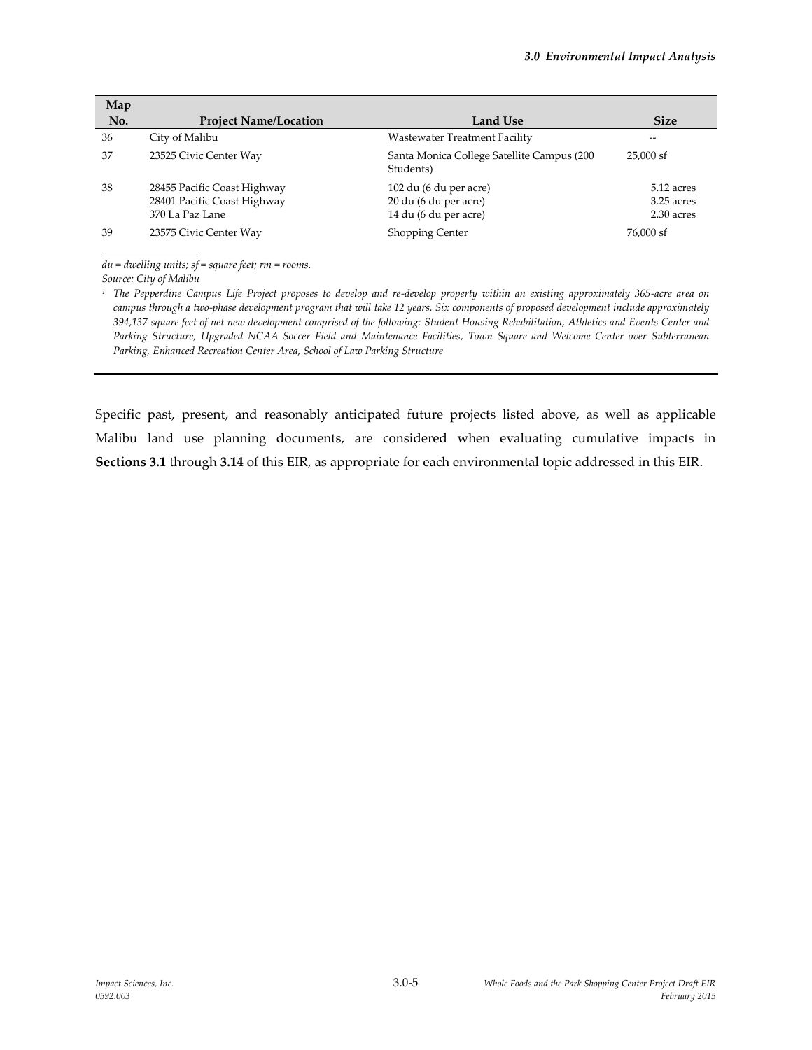| Map No. | Project Name/Location | Land Use | Size |
|---|---|---|---|
| 36 | City of Malibu | Wastewater Treatment Facility | -- |
| 37 | 23525 Civic Center Way | Santa Monica College Satellite Campus (200 Students) | 25,000 sf |
| 38 | 28455 Pacific Coast Highway<br>28401 Pacific Coast Highway<br>370 La Paz Lane | 102 du (6 du per acre)<br>20 du (6 du per acre)<br>14 du (6 du per acre) | 5.12 acres<br>3.25 acres<br>2.30 acres |
| 39 | 23575 Civic Center Way | Shopping Center | 76,000 sf |

*du = dwelling units; sf = square feet; rm = rooms.*

*Source: City of Malibu*

*[1] The Pepperdine Campus Life Project proposes to develop and re-develop property within an existing approximately 365-acre area on campus through a two-phase development program that will take 12 years. Six components of proposed development include approximately 394,137 square feet of net new development comprised of the following: Student Housing Rehabilitation, Athletics and Events Center and Parking Structure, Upgraded NCAA Soccer Field and Maintenance Facilities, Town Square and Welcome Center over Subterranean Parking, Enhanced Recreation Center Area, School of Law Parking Structure*

Specific past, present, and reasonably anticipated future projects listed above, as well as applicable Malibu land use planning documents, are considered when evaluating cumulative impacts in **Sections 3.1** through **3.14** of this EIR, as appropriate for each environmental topic addressed in this EIR.